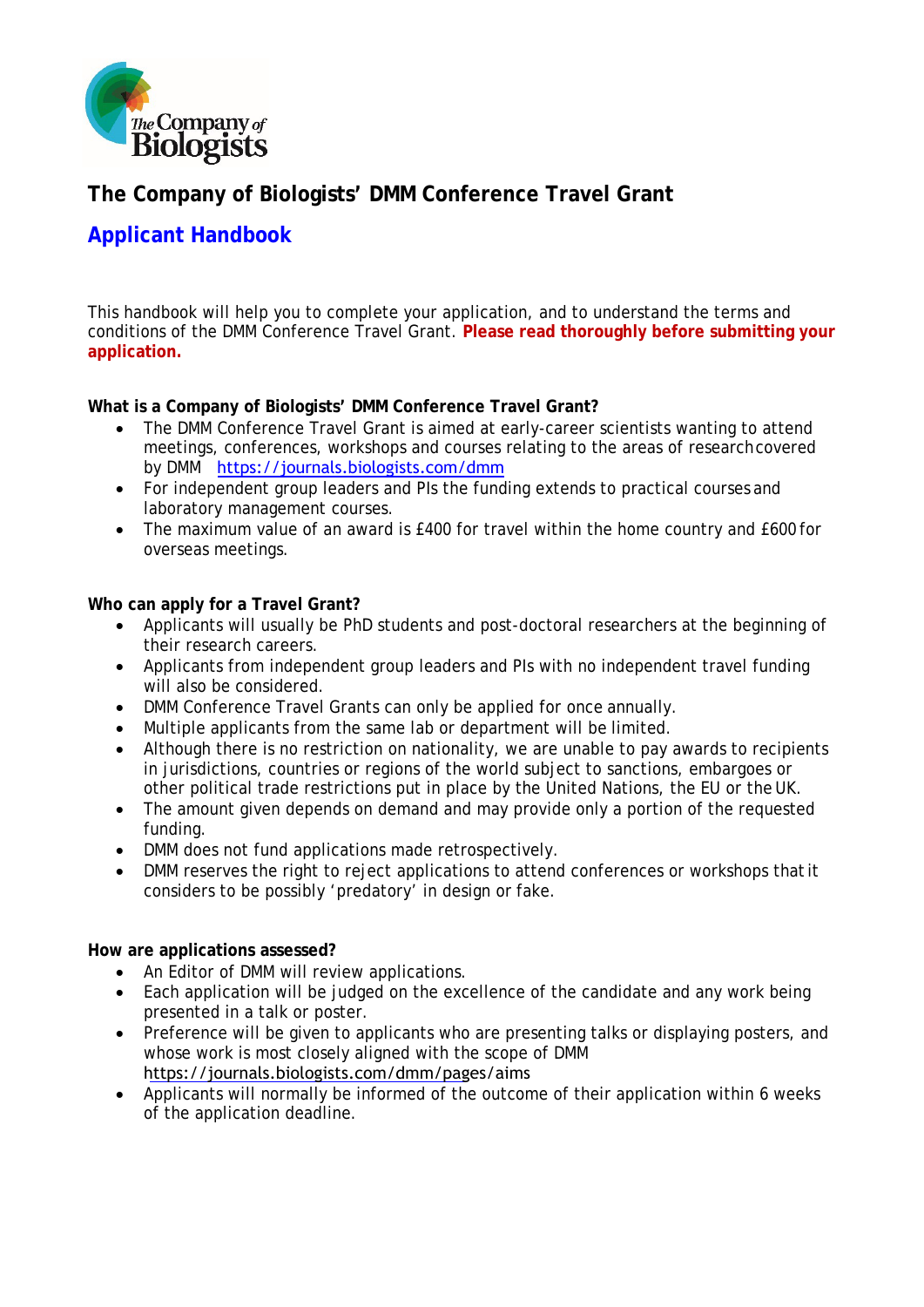# The Company of Biologists' DMM Conference Travel Grant

## Applicant Handbook

This handbook will help you to complete your application, and to understand the terms and conditions of the DMM Conference Travel Grant. **Please read thoroughly before submitting your application.**

**What is a Company of Biologists' DMM Conference Travel Grant?**

- The DMM Conference Travel Grant is aimed at early-career scientists wanting to attend meetings, conferences, workshops and courses relating to the areas of research covered by DMM https://journals.biologists.com/dmm
- For independent group leaders and PIs the funding extends to practical courses and laboratory management courses.
- The maximum value of an award is £400 for travel within the home country and £600 for overseas meetings.

**Who can apply for a Travel Grant?**

- Applicants will usually be PhD students and post-doctoral researchers at the beginning of their research careers.
- Applicants from independent group leaders and PIs with no independent travel funding will also be considered.
- DMM Conference Travel Grants can only be applied for once annually.
- Multiple applicants from the same lab or department will be limited.
- Although there is no restriction on nationality, we are unable to pay awards to recipients in jurisdictions, countries or regions of the world subject to sanctions, embargoes or other political trade restrictions put in place by the United Nations, the EU or the UK.
- The amount given depends on demand and may provide only a portion of the requested funding.
- DMM does not fund applications made retrospectively.
- DMM reserves the right to reject applications to attend conferences or workshops that it considers to be possibly 'predatory' in design or fake.

**How are applications assessed?**

- An Editor of DMM will review applications.
- Each application will be judged on the excellence of the candidate and any work being presented in a talk or poster.
- Preference will be given to applicants who are presenting talks or displaying posters, and whose work is most closely aligned with the scope of DMM https://journals.biologists.com/dmm/pages/aims
- Applicants will normally be informed of the outcome of their application within 6 weeks of the application deadline.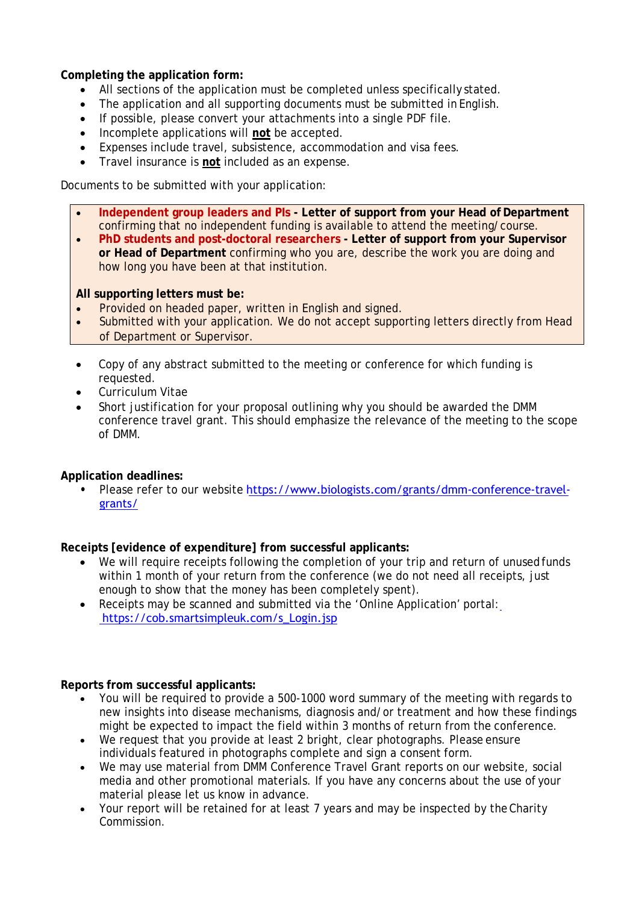**Completing the application form:**

- All sections of the application must be completed unless specifically stated.
- The application and all supporting documents must be submitted in English.
- If possible, please convert your attachments into a single PDF file.
- Incomplete applications will **not** be accepted.
- Expenses include travel, subsistence, accommodation and visa fees.
- Travel insurance is **not** included as an expense.

Documents to be submitted with your application:

- **Independent group leaders and PIs - Letter of support from your Head of Department** confirming that no independent funding is available to attend the meeting/course.
- **PhD students and post-doctoral researchers - Letter of support from your Supervisor or Head of Department** confirming who you are, describe the work you are doing and how long you have been at that institution.

**All supporting letters must be:**

- Provided on headed paper, written in English and signed.
- Submitted with your application. We do not accept supporting letters directly from Head of Department or Supervisor.

- Copy of any abstract submitted to the meeting or conference for which funding is requested.
- Curriculum Vitae
- Short justification for your proposal outlining why you should be awarded the DMM conference travel grant. This should emphasize the relevance of the meeting to the scope of DMM.

**Application deadlines:**

- Please refer to our website https://www.biologists.com/grants/dmm-conference-travel-grants/

**Receipts [evidence of expenditure] from successful applicants:**

- We will require receipts following the completion of your trip and return of unused funds within 1 month of your return from the conference (we do not need all receipts, just enough to show that the money has been completely spent).
- Receipts may be scanned and submitted via the 'Online Application' portal: https://cob.smartsimpleuk.com/s_Login.jsp

**Reports from successful applicants:**

- You will be required to provide a 500-1000 word summary of the meeting with regards to new insights into disease mechanisms, diagnosis and/or treatment and how these findings might be expected to impact the field within 3 months of return from the conference.
- We request that you provide at least 2 bright, clear photographs. Please ensure individuals featured in photographs complete and sign a consent form.
- We may use material from DMM Conference Travel Grant reports on our website, social media and other promotional materials. If you have any concerns about the use of your material please let us know in advance.
- Your report will be retained for at least 7 years and may be inspected by the Charity Commission.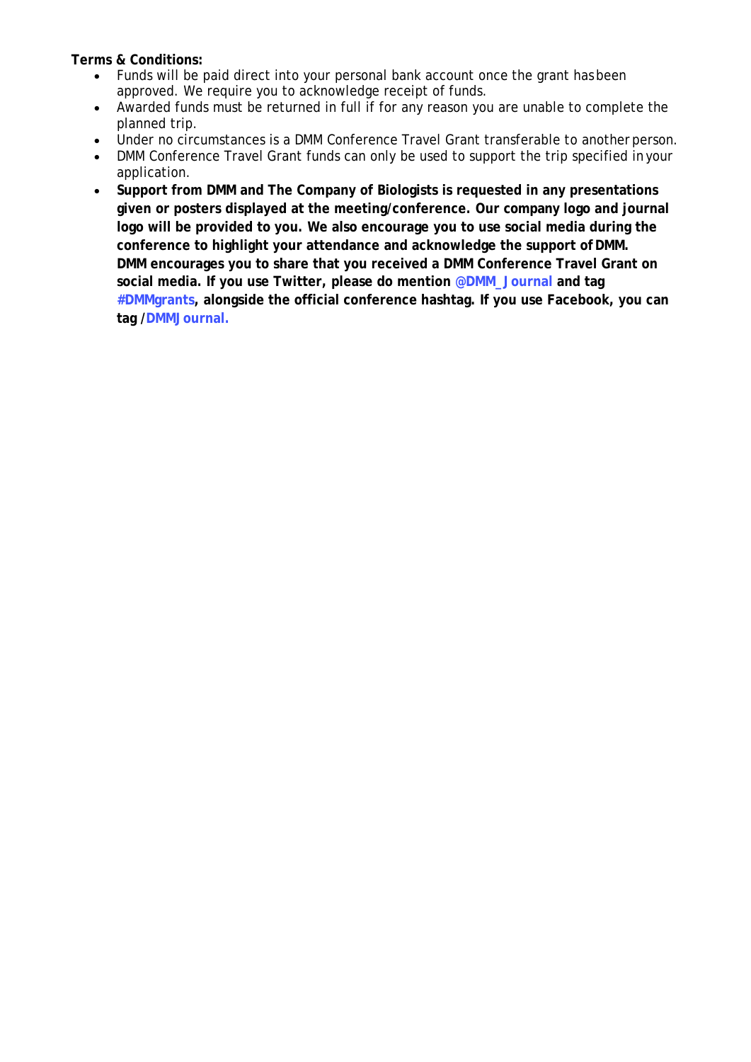**Terms & Conditions:**

- Funds will be paid direct into your personal bank account once the grant has been approved. We require you to acknowledge receipt of funds.
- Awarded funds must be returned in full if for any reason you are unable to complete the planned trip.
- Under no circumstances is a DMM Conference Travel Grant transferable to another person.
- DMM Conference Travel Grant funds can only be used to support the trip specified in your application.
- **Support from DMM and The Company of Biologists is requested in any presentations given or posters displayed at the meeting/conference. Our company logo and journal logo will be provided to you. We also encourage you to use social media during the conference to highlight your attendance and acknowledge the support of DMM. DMM encourages you to share that you received a DMM Conference Travel Grant on social media. If you use Twitter, please do mention @DMM_Journal and tag #DMMgrants, alongside the official conference hashtag. If you use Facebook, you can tag /DMMJournal.**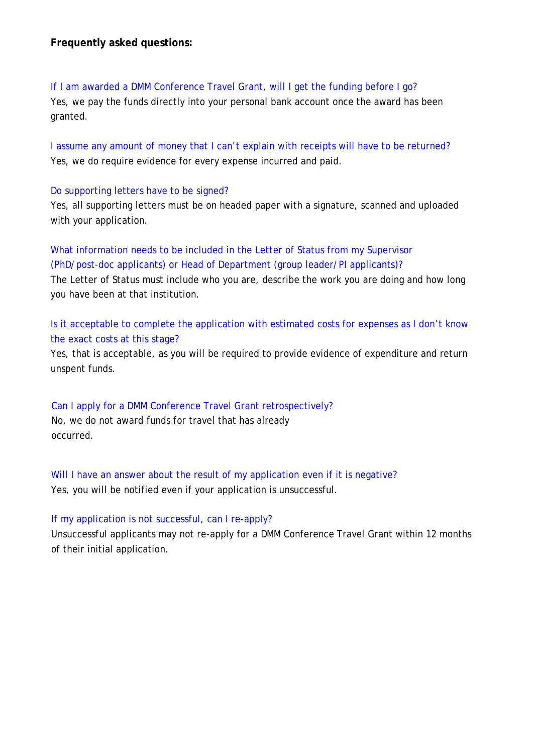**Frequently asked questions:**

If I am awarded a DMM Conference Travel Grant, will I get the funding before I go?

Yes, we pay the funds directly into your personal bank account once the award has been granted.

I assume any amount of money that I can't explain with receipts will have to be returned?

Yes, we do require evidence for every expense incurred and paid.

Do supporting letters have to be signed?

Yes, all supporting letters must be on headed paper with a signature, scanned and uploaded with your application.

What information needs to be included in the Letter of Status from my Supervisor (PhD/post-doc applicants) or Head of Department (group leader/PI applicants)?

The Letter of Status must include who you are, describe the work you are doing and how long you have been at that institution.

Is it acceptable to complete the application with estimated costs for expenses as I don't know the exact costs at this stage?

Yes, that is acceptable, as you will be required to provide evidence of expenditure and return unspent funds.

Can I apply for a DMM Conference Travel Grant retrospectively?

No, we do not award funds for travel that has already occurred.

Will I have an answer about the result of my application even if it is negative?

Yes, you will be notified even if your application is unsuccessful.

If my application is not successful, can I re-apply?

Unsuccessful applicants may not re-apply for a DMM Conference Travel Grant within 12 months of their initial application.